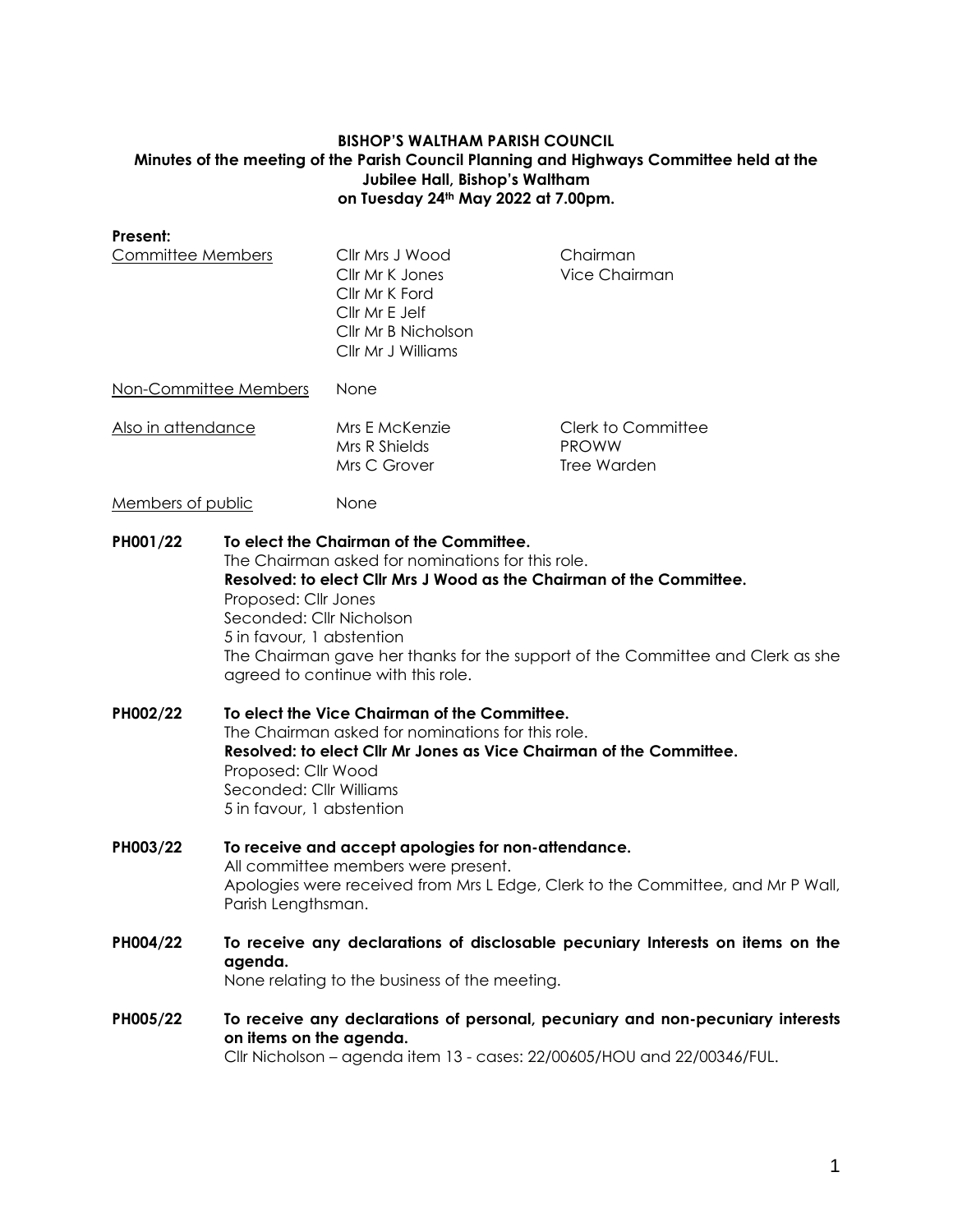**BISHOP'S WALTHAM PARISH COUNCIL**

**Minutes of the meeting of the Parish Council Planning and Highways Committee held at the Jubilee Hall, Bishop's Waltham on Tuesday 24th May 2022 at 7.00pm.**

**Present:**

| | | |
|---|---|---|
| Committee Members | Cllr Mrs J Wood | Chairman |
| | Cllr Mr K Jones | Vice Chairman |
| | Cllr Mr K Ford | |
| | Cllr Mr E Jelf | |
| | Cllr Mr B Nicholson | |
| | Cllr Mr J Williams | |
| Non-Committee Members | None | |
| Also in attendance | Mrs E McKenzie | Clerk to Committee |
| | Mrs R Shields | PROWW |
| | Mrs C Grover | Tree Warden |
| Members of public | None | |

**PH001/22 To elect the Chairman of the Committee.**

The Chairman asked for nominations for this role.

**Resolved: to elect Cllr Mrs J Wood as the Chairman of the Committee.**

Proposed: Cllr Jones
Seconded: Cllr Nicholson
5 in favour, 1 abstention

The Chairman gave her thanks for the support of the Committee and Clerk as she agreed to continue with this role.

**PH002/22 To elect the Vice Chairman of the Committee.**

The Chairman asked for nominations for this role.

**Resolved: to elect Cllr Mr Jones as Vice Chairman of the Committee.**

Proposed: Cllr Wood
Seconded: Cllr Williams
5 in favour, 1 abstention

**PH003/22 To receive and accept apologies for non-attendance.**

All committee members were present.

Apologies were received from Mrs L Edge, Clerk to the Committee, and Mr P Wall, Parish Lengthsman.

**PH004/22 To receive any declarations of disclosable pecuniary Interests on items on the agenda.**

None relating to the business of the meeting.

**PH005/22 To receive any declarations of personal, pecuniary and non-pecuniary interests on items on the agenda.**

Cllr Nicholson – agenda item 13 - cases: 22/00605/HOU and 22/00346/FUL.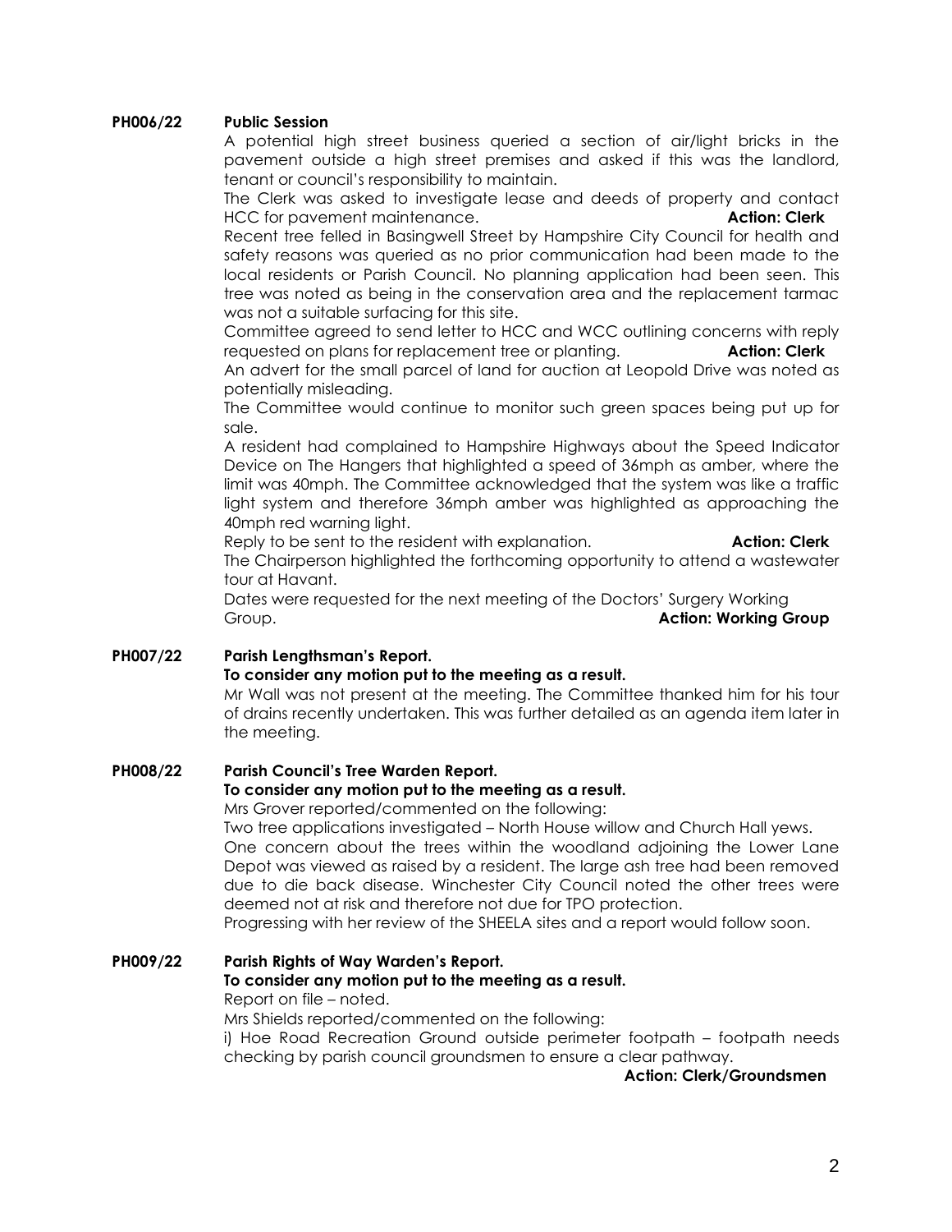**PH006/22 Public Session**

A potential high street business queried a section of air/light bricks in the pavement outside a high street premises and asked if this was the landlord, tenant or council's responsibility to maintain.

The Clerk was asked to investigate lease and deeds of property and contact HCC for pavement maintenance. **Action: Clerk**

Recent tree felled in Basingwell Street by Hampshire City Council for health and safety reasons was queried as no prior communication had been made to the local residents or Parish Council. No planning application had been seen. This tree was noted as being in the conservation area and the replacement tarmac was not a suitable surfacing for this site.

Committee agreed to send letter to HCC and WCC outlining concerns with reply requested on plans for replacement tree or planting. **Action: Clerk**

An advert for the small parcel of land for auction at Leopold Drive was noted as potentially misleading.

The Committee would continue to monitor such green spaces being put up for sale.

A resident had complained to Hampshire Highways about the Speed Indicator Device on The Hangers that highlighted a speed of 36mph as amber, where the limit was 40mph. The Committee acknowledged that the system was like a traffic light system and therefore 36mph amber was highlighted as approaching the 40mph red warning light.

Reply to be sent to the resident with explanation. **Action: Clerk**

The Chairperson highlighted the forthcoming opportunity to attend a wastewater tour at Havant.

Dates were requested for the next meeting of the Doctors' Surgery Working Group. **Action: Working Group**

**PH007/22 Parish Lengthsman's Report.**
**To consider any motion put to the meeting as a result.**

Mr Wall was not present at the meeting. The Committee thanked him for his tour of drains recently undertaken. This was further detailed as an agenda item later in the meeting.

**PH008/22 Parish Council's Tree Warden Report.**
**To consider any motion put to the meeting as a result.**

Mrs Grover reported/commented on the following:

Two tree applications investigated – North House willow and Church Hall yews.

One concern about the trees within the woodland adjoining the Lower Lane Depot was viewed as raised by a resident. The large ash tree had been removed due to die back disease. Winchester City Council noted the other trees were deemed not at risk and therefore not due for TPO protection.

Progressing with her review of the SHEELA sites and a report would follow soon.

**PH009/22 Parish Rights of Way Warden's Report.**
**To consider any motion put to the meeting as a result.**

Report on file – noted.

Mrs Shields reported/commented on the following:

i) Hoe Road Recreation Ground outside perimeter footpath – footpath needs checking by parish council groundsmen to ensure a clear pathway.

**Action: Clerk/Groundsmen**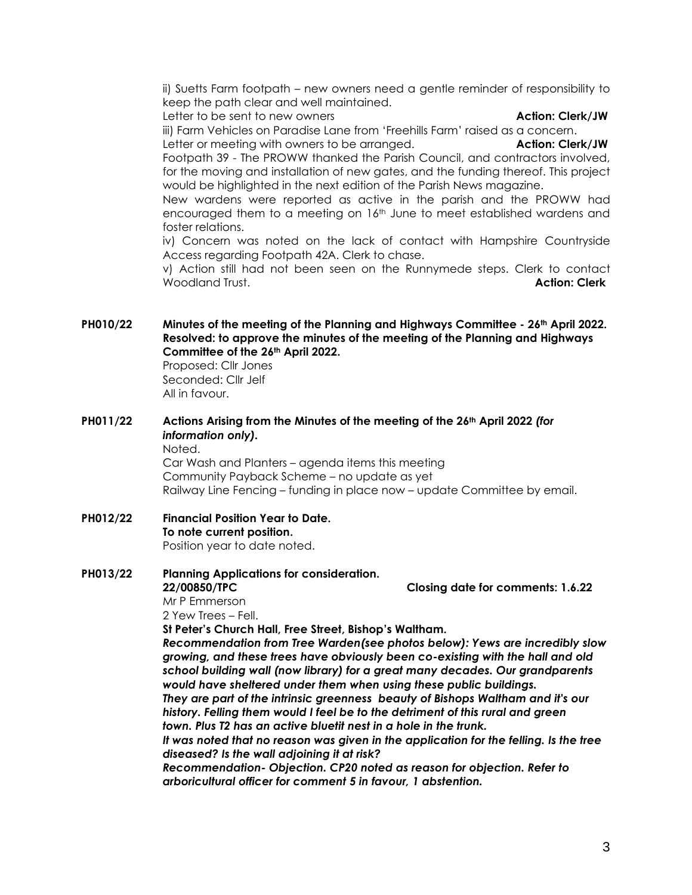ii) Suetts Farm footpath – new owners need a gentle reminder of responsibility to keep the path clear and well maintained.

Letter to be sent to new owners **Action: Clerk/JW**

iii) Farm Vehicles on Paradise Lane from 'Freehills Farm' raised as a concern.

Letter or meeting with owners to be arranged. **Action: Clerk/JW**

Footpath 39 - The PROWW thanked the Parish Council, and contractors involved, for the moving and installation of new gates, and the funding thereof. This project would be highlighted in the next edition of the Parish News magazine.

New wardens were reported as active in the parish and the PROWW had encouraged them to a meeting on 16th June to meet established wardens and foster relations.

iv) Concern was noted on the lack of contact with Hampshire Countryside Access regarding Footpath 42A. Clerk to chase.

v) Action still had not been seen on the Runnymede steps. Clerk to contact Woodland Trust. **Action: Clerk**

**PH010/22 Minutes of the meeting of the Planning and Highways Committee - 26th April 2022.**
**Resolved: to approve the minutes of the meeting of the Planning and Highways Committee of the 26th April 2022.**

Proposed: Cllr Jones
Seconded: Cllr Jelf
All in favour.

**PH011/22 Actions Arising from the Minutes of the meeting of the 26th April 2022 *(for information only)*.**

Noted.
Car Wash and Planters – agenda items this meeting
Community Payback Scheme – no update as yet
Railway Line Fencing – funding in place now – update Committee by email.

**PH012/22 Financial Position Year to Date.**
**To note current position.**

Position year to date noted.

**PH013/22 Planning Applications for consideration.**

**22/00850/TPC** **Closing date for comments: 1.6.22**

Mr P Emmerson
2 Yew Trees – Fell.

**St Peter's Church Hall, Free Street, Bishop's Waltham.**

***Recommendation from Tree Warden(see photos below): Yews are incredibly slow growing, and these trees have obviously been co-existing with the hall and old school building wall (now library) for a great many decades. Our grandparents would have sheltered under them when using these public buildings.***

***They are part of the intrinsic greenness beauty of Bishops Waltham and it's our history. Felling them would I feel be to the detriment of this rural and green town. Plus T2 has an active bluetit nest in a hole in the trunk.***

***It was noted that no reason was given in the application for the felling. Is the tree diseased? Is the wall adjoining it at risk?***

***Recommendation- Objection. CP20 noted as reason for objection. Refer to arboricultural officer for comment 5 in favour, 1 abstention.***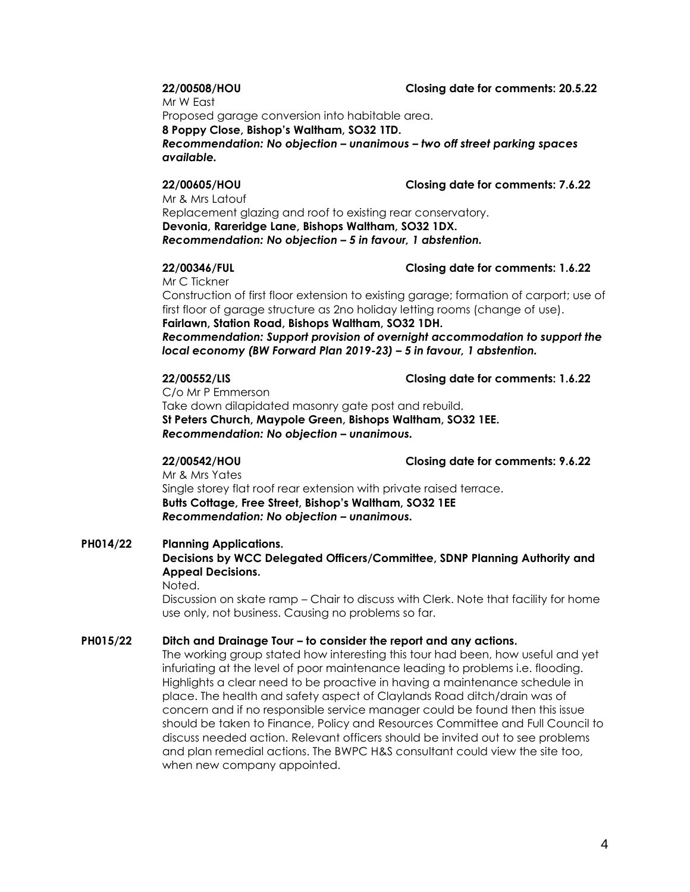**22/00508/HOU** **Closing date for comments: 20.5.22**
Mr W East
Proposed garage conversion into habitable area.
**8 Poppy Close, Bishop's Waltham, SO32 1TD.**
***Recommendation: No objection – unanimous – two off street parking spaces available.***

**22/00605/HOU** **Closing date for comments: 7.6.22**
Mr & Mrs Latouf
Replacement glazing and roof to existing rear conservatory.
**Devonia, Rareridge Lane, Bishops Waltham, SO32 1DX.**
***Recommendation: No objection – 5 in favour, 1 abstention.***

**22/00346/FUL** **Closing date for comments: 1.6.22**
Mr C Tickner
Construction of first floor extension to existing garage; formation of carport; use of first floor of garage structure as 2no holiday letting rooms (change of use).
**Fairlawn, Station Road, Bishops Waltham, SO32 1DH.**
***Recommendation: Support provision of overnight accommodation to support the local economy (BW Forward Plan 2019-23) – 5 in favour, 1 abstention.***

**22/00552/LIS** **Closing date for comments: 1.6.22**
C/o Mr P Emmerson
Take down dilapidated masonry gate post and rebuild.
**St Peters Church, Maypole Green, Bishops Waltham, SO32 1EE.**
***Recommendation: No objection – unanimous.***

**22/00542/HOU** **Closing date for comments: 9.6.22**
Mr & Mrs Yates
Single storey flat roof rear extension with private raised terrace.
**Butts Cottage, Free Street, Bishop's Waltham, SO32 1EE**
***Recommendation: No objection – unanimous.***

**PH014/22** **Planning Applications.**
**Decisions by WCC Delegated Officers/Committee, SDNP Planning Authority and Appeal Decisions.**
Noted.
Discussion on skate ramp – Chair to discuss with Clerk. Note that facility for home use only, not business. Causing no problems so far.

**PH015/22** **Ditch and Drainage Tour – to consider the report and any actions.**
The working group stated how interesting this tour had been, how useful and yet infuriating at the level of poor maintenance leading to problems i.e. flooding. Highlights a clear need to be proactive in having a maintenance schedule in place. The health and safety aspect of Claylands Road ditch/drain was of concern and if no responsible service manager could be found then this issue should be taken to Finance, Policy and Resources Committee and Full Council to discuss needed action. Relevant officers should be invited out to see problems and plan remedial actions. The BWPC H&S consultant could view the site too, when new company appointed.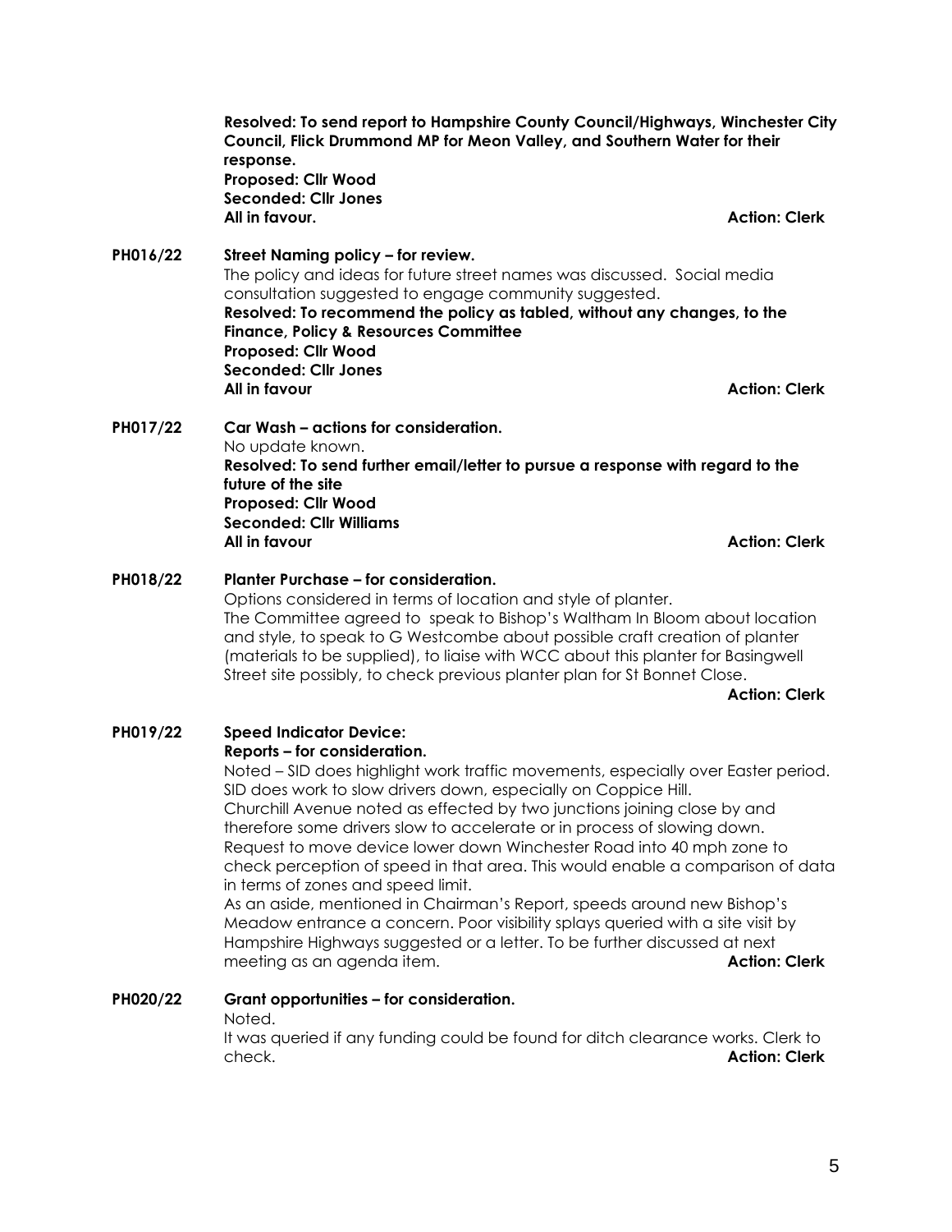**Resolved: To send report to Hampshire County Council/Highways, Winchester City Council, Flick Drummond MP for Meon Valley, and Southern Water for their response.**
**Proposed: Cllr Wood**
**Seconded: Cllr Jones**
**All in favour.** **Action: Clerk**

**PH016/22** **Street Naming policy – for review.**
The policy and ideas for future street names was discussed. Social media consultation suggested to engage community suggested.
**Resolved: To recommend the policy as tabled, without any changes, to the Finance, Policy & Resources Committee**
**Proposed: Cllr Wood**
**Seconded: Cllr Jones**
**All in favour** **Action: Clerk**

**PH017/22** **Car Wash – actions for consideration.**
No update known.
**Resolved: To send further email/letter to pursue a response with regard to the future of the site**
**Proposed: Cllr Wood**
**Seconded: Cllr Williams**
**All in favour** **Action: Clerk**

**PH018/22** **Planter Purchase – for consideration.**
Options considered in terms of location and style of planter.
The Committee agreed to speak to Bishop's Waltham In Bloom about location and style, to speak to G Westcombe about possible craft creation of planter (materials to be supplied), to liaise with WCC about this planter for Basingwell Street site possibly, to check previous planter plan for St Bonnet Close.
**Action: Clerk**

**PH019/22** **Speed Indicator Device:**
**Reports – for consideration.**
Noted – SID does highlight work traffic movements, especially over Easter period.
SID does work to slow drivers down, especially on Coppice Hill.
Churchill Avenue noted as effected by two junctions joining close by and therefore some drivers slow to accelerate or in process of slowing down.
Request to move device lower down Winchester Road into 40 mph zone to check perception of speed in that area. This would enable a comparison of data in terms of zones and speed limit.
As an aside, mentioned in Chairman's Report, speeds around new Bishop's Meadow entrance a concern. Poor visibility splays queried with a site visit by Hampshire Highways suggested or a letter. To be further discussed at next meeting as an agenda item. **Action: Clerk**

**PH020/22** **Grant opportunities – for consideration.**
Noted.
It was queried if any funding could be found for ditch clearance works. Clerk to check. **Action: Clerk**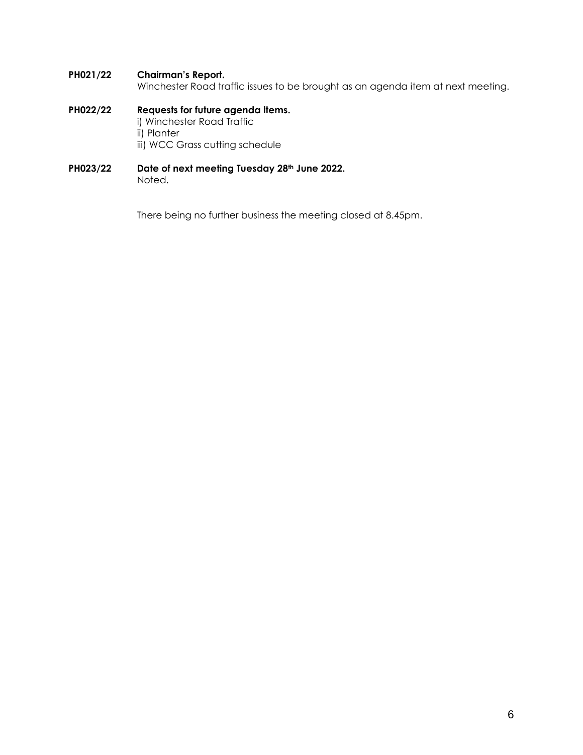**PH021/22 Chairman's Report.**
Winchester Road traffic issues to be brought as an agenda item at next meeting.

**PH022/22 Requests for future agenda items.**
i) Winchester Road Traffic
ii) Planter
iii) WCC Grass cutting schedule

**PH023/22 Date of next meeting Tuesday 28th June 2022.**
Noted.

There being no further business the meeting closed at 8.45pm.